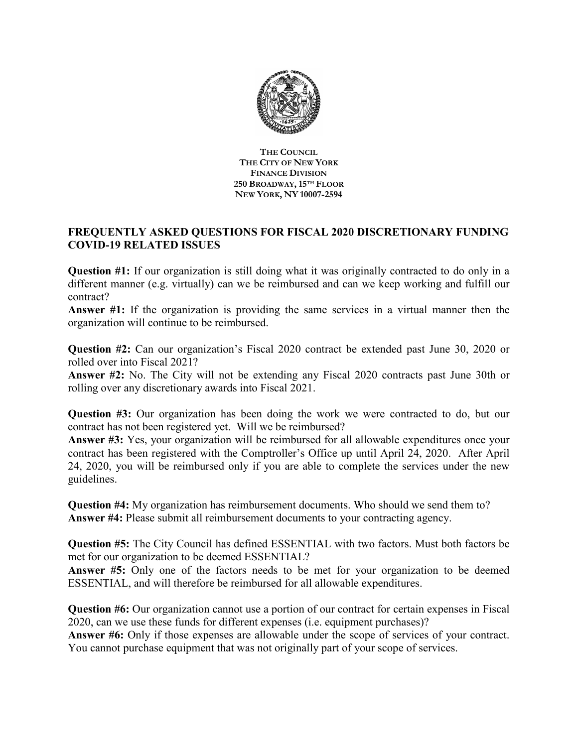**THE COUNCIL**
**THE CITY OF NEW YORK**
**FINANCE DIVISION**
**250 BROADWAY, 15TH FLOOR**
**NEW YORK, NY 10007-2594**

## FREQUENTLY ASKED QUESTIONS FOR FISCAL 2020 DISCRETIONARY FUNDING COVID-19 RELATED ISSUES

**Question #1:** If our organization is still doing what it was originally contracted to do only in a different manner (e.g. virtually) can we be reimbursed and can we keep working and fulfill our contract?
**Answer #1:** If the organization is providing the same services in a virtual manner then the organization will continue to be reimbursed.

**Question #2:** Can our organization's Fiscal 2020 contract be extended past June 30, 2020 or rolled over into Fiscal 2021?
**Answer #2:** No. The City will not be extending any Fiscal 2020 contracts past June 30th or rolling over any discretionary awards into Fiscal 2021.

**Question #3:** Our organization has been doing the work we were contracted to do, but our contract has not been registered yet. Will we be reimbursed?
**Answer #3:** Yes, your organization will be reimbursed for all allowable expenditures once your contract has been registered with the Comptroller's Office up until April 24, 2020. After April 24, 2020, you will be reimbursed only if you are able to complete the services under the new guidelines.

**Question #4:** My organization has reimbursement documents. Who should we send them to?
**Answer #4:** Please submit all reimbursement documents to your contracting agency.

**Question #5:** The City Council has defined ESSENTIAL with two factors. Must both factors be met for our organization to be deemed ESSENTIAL?
**Answer #5:** Only one of the factors needs to be met for your organization to be deemed ESSENTIAL, and will therefore be reimbursed for all allowable expenditures.

**Question #6:** Our organization cannot use a portion of our contract for certain expenses in Fiscal 2020, can we use these funds for different expenses (i.e. equipment purchases)?
**Answer #6:** Only if those expenses are allowable under the scope of services of your contract. You cannot purchase equipment that was not originally part of your scope of services.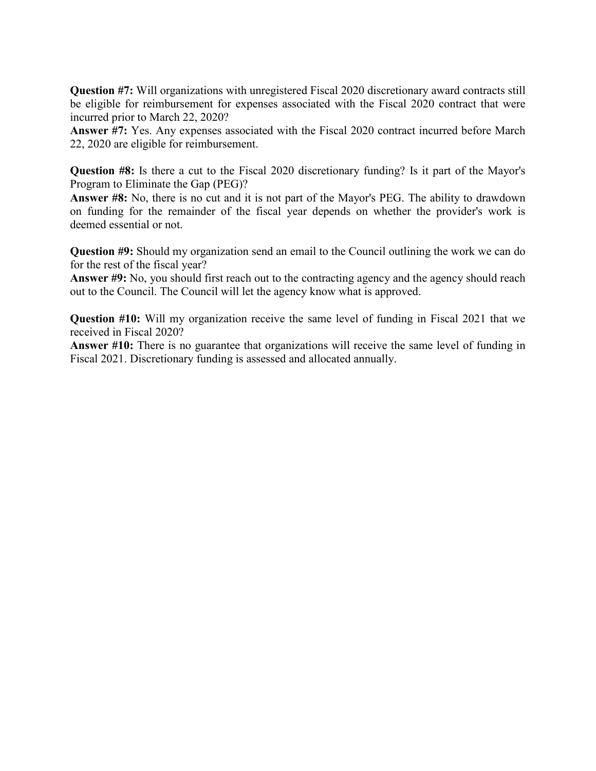**Question #7:** Will organizations with unregistered Fiscal 2020 discretionary award contracts still be eligible for reimbursement for expenses associated with the Fiscal 2020 contract that were incurred prior to March 22, 2020?
**Answer #7:** Yes. Any expenses associated with the Fiscal 2020 contract incurred before March 22, 2020 are eligible for reimbursement.

**Question #8:** Is there a cut to the Fiscal 2020 discretionary funding? Is it part of the Mayor's Program to Eliminate the Gap (PEG)?
**Answer #8:** No, there is no cut and it is not part of the Mayor's PEG. The ability to drawdown on funding for the remainder of the fiscal year depends on whether the provider's work is deemed essential or not.

**Question #9:** Should my organization send an email to the Council outlining the work we can do for the rest of the fiscal year?
**Answer #9:** No, you should first reach out to the contracting agency and the agency should reach out to the Council. The Council will let the agency know what is approved.

**Question #10:** Will my organization receive the same level of funding in Fiscal 2021 that we received in Fiscal 2020?
**Answer #10:** There is no guarantee that organizations will receive the same level of funding in Fiscal 2021. Discretionary funding is assessed and allocated annually.